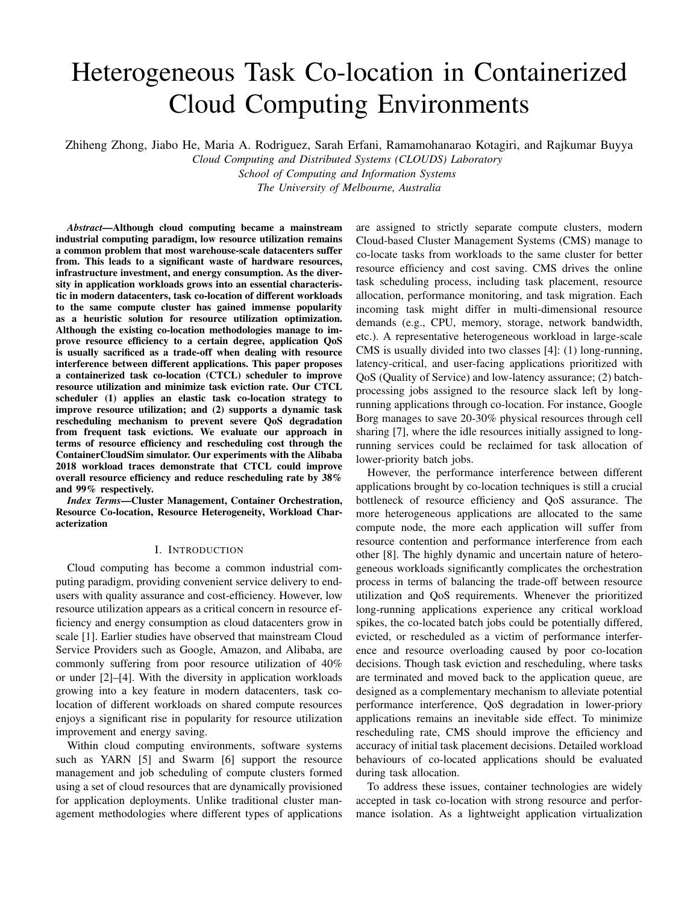# Heterogeneous Task Co-location in Containerized Cloud Computing Environments

Zhiheng Zhong, Jiabo He, Maria A. Rodriguez, Sarah Erfani, Ramamohanarao Kotagiri, and Rajkumar Buyya

*Cloud Computing and Distributed Systems (CLOUDS) Laboratory*
*School of Computing and Information Systems*
*The University of Melbourne, Australia*

***Abstract*—Although cloud computing became a mainstream industrial computing paradigm, low resource utilization remains a common problem that most warehouse-scale datacenters suffer from. This leads to a significant waste of hardware resources, infrastructure investment, and energy consumption. As the diversity in application workloads grows into an essential characteristic in modern datacenters, task co-location of different workloads to the same compute cluster has gained immense popularity as a heuristic solution for resource utilization optimization. Although the existing co-location methodologies manage to improve resource efficiency to a certain degree, application QoS is usually sacrificed as a trade-off when dealing with resource interference between different applications. This paper proposes a containerized task co-location (CTCL) scheduler to improve resource utilization and minimize task eviction rate. Our CTCL scheduler (1) applies an elastic task co-location strategy to improve resource utilization; and (2) supports a dynamic task rescheduling mechanism to prevent severe QoS degradation from frequent task evictions. We evaluate our approach in terms of resource efficiency and rescheduling cost through the ContainerCloudSim simulator. Our experiments with the Alibaba 2018 workload traces demonstrate that CTCL could improve overall resource efficiency and reduce rescheduling rate by 38% and 99% respectively.**

***Index Terms*—Cluster Management, Container Orchestration, Resource Co-location, Resource Heterogeneity, Workload Characterization**

## I. Introduction

Cloud computing has become a common industrial computing paradigm, providing convenient service delivery to end-users with quality assurance and cost-efficiency. However, low resource utilization appears as a critical concern in resource efficiency and energy consumption as cloud datacenters grow in scale [1]. Earlier studies have observed that mainstream Cloud Service Providers such as Google, Amazon, and Alibaba, are commonly suffering from poor resource utilization of 40% or under [2]–[4]. With the diversity in application workloads growing into a key feature in modern datacenters, task co-location of different workloads on shared compute resources enjoys a significant rise in popularity for resource utilization improvement and energy saving.

Within cloud computing environments, software systems such as YARN [5] and Swarm [6] support the resource management and job scheduling of compute clusters formed using a set of cloud resources that are dynamically provisioned for application deployments. Unlike traditional cluster management methodologies where different types of applications are assigned to strictly separate compute clusters, modern Cloud-based Cluster Management Systems (CMS) manage to co-locate tasks from workloads to the same cluster for better resource efficiency and cost saving. CMS drives the online task scheduling process, including task placement, resource allocation, performance monitoring, and task migration. Each incoming task might differ in multi-dimensional resource demands (e.g., CPU, memory, storage, network bandwidth, etc.). A representative heterogeneous workload in large-scale CMS is usually divided into two classes [4]: (1) long-running, latency-critical, and user-facing applications prioritized with QoS (Quality of Service) and low-latency assurance; (2) batch-processing jobs assigned to the resource slack left by long-running applications through co-location. For instance, Google Borg manages to save 20-30% physical resources through cell sharing [7], where the idle resources initially assigned to long-running services could be reclaimed for task allocation of lower-priority batch jobs.

However, the performance interference between different applications brought by co-location techniques is still a crucial bottleneck of resource efficiency and QoS assurance. The more heterogeneous applications are allocated to the same compute node, the more each application will suffer from resource contention and performance interference from each other [8]. The highly dynamic and uncertain nature of heterogeneous workloads significantly complicates the orchestration process in terms of balancing the trade-off between resource utilization and QoS requirements. Whenever the prioritized long-running applications experience any critical workload spikes, the co-located batch jobs could be potentially differed, evicted, or rescheduled as a victim of performance interference and resource overloading caused by poor co-location decisions. Though task eviction and rescheduling, where tasks are terminated and moved back to the application queue, are designed as a complementary mechanism to alleviate potential performance interference, QoS degradation in lower-priory applications remains an inevitable side effect. To minimize rescheduling rate, CMS should improve the efficiency and accuracy of initial task placement decisions. Detailed workload behaviours of co-located applications should be evaluated during task allocation.

To address these issues, container technologies are widely accepted in task co-location with strong resource and performance isolation. As a lightweight application virtualization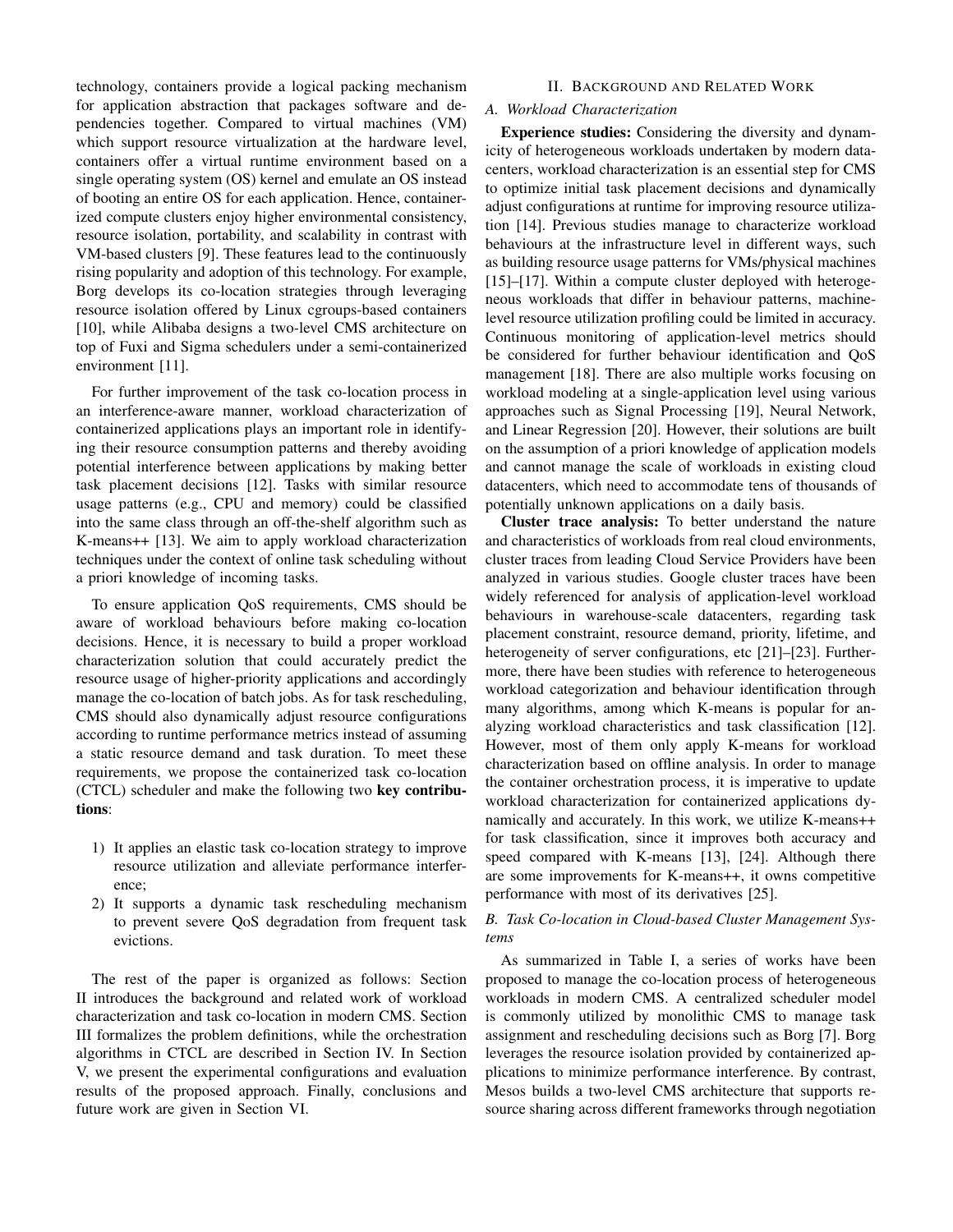technology, containers provide a logical packing mechanism for application abstraction that packages software and dependencies together. Compared to virtual machines (VM) which support resource virtualization at the hardware level, containers offer a virtual runtime environment based on a single operating system (OS) kernel and emulate an OS instead of booting an entire OS for each application. Hence, containerized compute clusters enjoy higher environmental consistency, resource isolation, portability, and scalability in contrast with VM-based clusters [9]. These features lead to the continuously rising popularity and adoption of this technology. For example, Borg develops its co-location strategies through leveraging resource isolation offered by Linux cgroups-based containers [10], while Alibaba designs a two-level CMS architecture on top of Fuxi and Sigma schedulers under a semi-containerized environment [11].

For further improvement of the task co-location process in an interference-aware manner, workload characterization of containerized applications plays an important role in identifying their resource consumption patterns and thereby avoiding potential interference between applications by making better task placement decisions [12]. Tasks with similar resource usage patterns (e.g., CPU and memory) could be classified into the same class through an off-the-shelf algorithm such as K-means++ [13]. We aim to apply workload characterization techniques under the context of online task scheduling without a priori knowledge of incoming tasks.

To ensure application QoS requirements, CMS should be aware of workload behaviours before making co-location decisions. Hence, it is necessary to build a proper workload characterization solution that could accurately predict the resource usage of higher-priority applications and accordingly manage the co-location of batch jobs. As for task rescheduling, CMS should also dynamically adjust resource configurations according to runtime performance metrics instead of assuming a static resource demand and task duration. To meet these requirements, we propose the containerized task co-location (CTCL) scheduler and make the following two **key contributions**:

1) It applies an elastic task co-location strategy to improve resource utilization and alleviate performance interference;
2) It supports a dynamic task rescheduling mechanism to prevent severe QoS degradation from frequent task evictions.

The rest of the paper is organized as follows: Section II introduces the background and related work of workload characterization and task co-location in modern CMS. Section III formalizes the problem definitions, while the orchestration algorithms in CTCL are described in Section IV. In Section V, we present the experimental configurations and evaluation results of the proposed approach. Finally, conclusions and future work are given in Section VI.

## II. Background and Related Work

### A. Workload Characterization

**Experience studies:** Considering the diversity and dynamicity of heterogeneous workloads undertaken by modern datacenters, workload characterization is an essential step for CMS to optimize initial task placement decisions and dynamically adjust configurations at runtime for improving resource utilization [14]. Previous studies manage to characterize workload behaviours at the infrastructure level in different ways, such as building resource usage patterns for VMs/physical machines [15]–[17]. Within a compute cluster deployed with heterogeneous workloads that differ in behaviour patterns, machine-level resource utilization profiling could be limited in accuracy. Continuous monitoring of application-level metrics should be considered for further behaviour identification and QoS management [18]. There are also multiple works focusing on workload modeling at a single-application level using various approaches such as Signal Processing [19], Neural Network, and Linear Regression [20]. However, their solutions are built on the assumption of a priori knowledge of application models and cannot manage the scale of workloads in existing cloud datacenters, which need to accommodate tens of thousands of potentially unknown applications on a daily basis.

**Cluster trace analysis:** To better understand the nature and characteristics of workloads from real cloud environments, cluster traces from leading Cloud Service Providers have been analyzed in various studies. Google cluster traces have been widely referenced for analysis of application-level workload behaviours in warehouse-scale datacenters, regarding task placement constraint, resource demand, priority, lifetime, and heterogeneity of server configurations, etc [21]–[23]. Furthermore, there have been studies with reference to heterogeneous workload categorization and behaviour identification through many algorithms, among which K-means is popular for analyzing workload characteristics and task classification [12]. However, most of them only apply K-means for workload characterization based on offline analysis. In order to manage the container orchestration process, it is imperative to update workload characterization for containerized applications dynamically and accurately. In this work, we utilize K-means++ for task classification, since it improves both accuracy and speed compared with K-means [13], [24]. Although there are some improvements for K-means++, it owns competitive performance with most of its derivatives [25].

### B. Task Co-location in Cloud-based Cluster Management Systems

As summarized in Table I, a series of works have been proposed to manage the co-location process of heterogeneous workloads in modern CMS. A centralized scheduler model is commonly utilized by monolithic CMS to manage task assignment and rescheduling decisions such as Borg [7]. Borg leverages the resource isolation provided by containerized applications to minimize performance interference. By contrast, Mesos builds a two-level CMS architecture that supports resource sharing across different frameworks through negotiation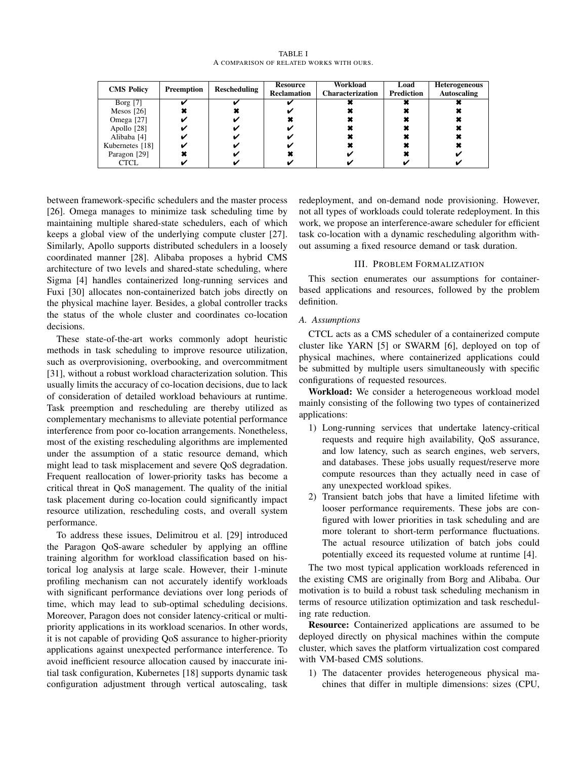TABLE I
A COMPARISON OF RELATED WORKS WITH OURS.

| CMS Policy | Preemption | Rescheduling | Resource Reclamation | Workload Characterization | Load Prediction | Heterogeneous Autoscaling |
|---|---|---|---|---|---|---|
| Borg [7] | ✔ | ✔ | ✔ | ✖ | ✖ | ✖ |
| Mesos [26] | ✖ | ✖ | ✔ | ✖ | ✖ | ✖ |
| Omega [27] | ✔ | ✔ | ✖ | ✖ | ✖ | ✖ |
| Apollo [28] | ✔ | ✔ | ✔ | ✖ | ✖ | ✖ |
| Alibaba [4] | ✔ | ✔ | ✔ | ✖ | ✖ | ✖ |
| Kubernetes [18] | ✔ | ✔ | ✔ | ✖ | ✖ | ✖ |
| Paragon [29] | ✖ | ✔ | ✖ | ✔ | ✖ | ✔ |
| CTCL | ✔ | ✔ | ✔ | ✔ | ✔ | ✔ |

between framework-specific schedulers and the master process [26]. Omega manages to minimize task scheduling time by maintaining multiple shared-state schedulers, each of which keeps a global view of the underlying compute cluster [27]. Similarly, Apollo supports distributed schedulers in a loosely coordinated manner [28]. Alibaba proposes a hybrid CMS architecture of two levels and shared-state scheduling, where Sigma [4] handles containerized long-running services and Fuxi [30] allocates non-containerized batch jobs directly on the physical machine layer. Besides, a global controller tracks the status of the whole cluster and coordinates co-location decisions.

These state-of-the-art works commonly adopt heuristic methods in task scheduling to improve resource utilization, such as overprovisioning, overbooking, and overcommitment [31], without a robust workload characterization solution. This usually limits the accuracy of co-location decisions, due to lack of consideration of detailed workload behaviours at runtime. Task preemption and rescheduling are thereby utilized as complementary mechanisms to alleviate potential performance interference from poor co-location arrangements. Nonetheless, most of the existing rescheduling algorithms are implemented under the assumption of a static resource demand, which might lead to task misplacement and severe QoS degradation. Frequent reallocation of lower-priority tasks has become a critical threat in QoS management. The quality of the initial task placement during co-location could significantly impact resource utilization, rescheduling costs, and overall system performance.

To address these issues, Delimitrou et al. [29] introduced the Paragon QoS-aware scheduler by applying an offline training algorithm for workload classification based on historical log analysis at large scale. However, their 1-minute profiling mechanism can not accurately identify workloads with significant performance deviations over long periods of time, which may lead to sub-optimal scheduling decisions. Moreover, Paragon does not consider latency-critical or multi-priority applications in its workload scenarios. In other words, it is not capable of providing QoS assurance to higher-priority applications against unexpected performance interference. To avoid inefficient resource allocation caused by inaccurate initial task configuration, Kubernetes [18] supports dynamic task configuration adjustment through vertical autoscaling, task redeployment, and on-demand node provisioning. However, not all types of workloads could tolerate redeployment. In this work, we propose an interference-aware scheduler for efficient task co-location with a dynamic rescheduling algorithm without assuming a fixed resource demand or task duration.

## III. PROBLEM FORMALIZATION

This section enumerates our assumptions for container-based applications and resources, followed by the problem definition.

### A. Assumptions

CTCL acts as a CMS scheduler of a containerized compute cluster like YARN [5] or SWARM [6], deployed on top of physical machines, where containerized applications could be submitted by multiple users simultaneously with specific configurations of requested resources.

**Workload:** We consider a heterogeneous workload model mainly consisting of the following two types of containerized applications:

1) Long-running services that undertake latency-critical requests and require high availability, QoS assurance, and low latency, such as search engines, web servers, and databases. These jobs usually request/reserve more compute resources than they actually need in case of any unexpected workload spikes.
2) Transient batch jobs that have a limited lifetime with looser performance requirements. These jobs are configured with lower priorities in task scheduling and are more tolerant to short-term performance fluctuations. The actual resource utilization of batch jobs could potentially exceed its requested volume at runtime [4].

The two most typical application workloads referenced in the existing CMS are originally from Borg and Alibaba. Our motivation is to build a robust task scheduling mechanism in terms of resource utilization optimization and task rescheduling rate reduction.

**Resource:** Containerized applications are assumed to be deployed directly on physical machines within the compute cluster, which saves the platform virtualization cost compared with VM-based CMS solutions.

1) The datacenter provides heterogeneous physical machines that differ in multiple dimensions: sizes (CPU,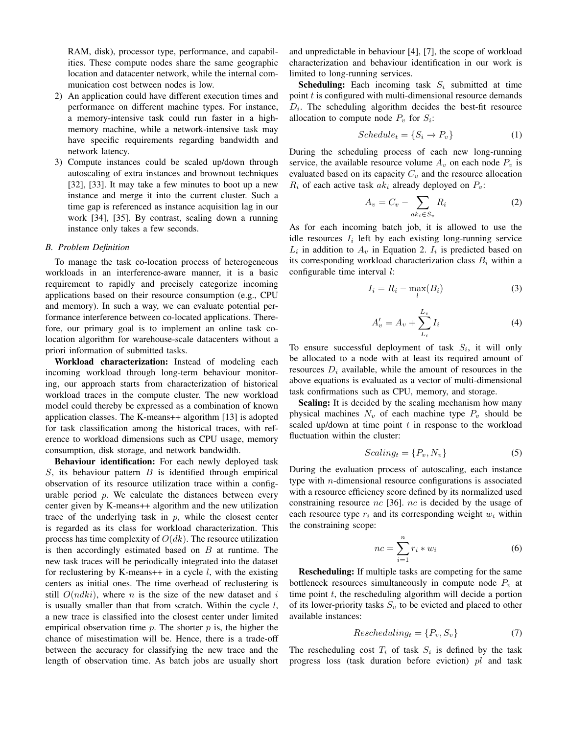RAM, disk), processor type, performance, and capabilities. These compute nodes share the same geographic location and datacenter network, while the internal communication cost between nodes is low.

2) An application could have different execution times and performance on different machine types. For instance, a memory-intensive task could run faster in a high-memory machine, while a network-intensive task may have specific requirements regarding bandwidth and network latency.
3) Compute instances could be scaled up/down through autoscaling of extra instances and brownout techniques [32], [33]. It may take a few minutes to boot up a new instance and merge it into the current cluster. Such a time gap is referenced as instance acquisition lag in our work [34], [35]. By contrast, scaling down a running instance only takes a few seconds.

### B. Problem Definition

To manage the task co-location process of heterogeneous workloads in an interference-aware manner, it is a basic requirement to rapidly and precisely categorize incoming applications based on their resource consumption (e.g., CPU and memory). In such a way, we can evaluate potential performance interference between co-located applications. Therefore, our primary goal is to implement an online task co-location algorithm for warehouse-scale datacenters without a priori information of submitted tasks.

**Workload characterization:** Instead of modeling each incoming workload through long-term behaviour monitoring, our approach starts from characterization of historical workload traces in the compute cluster. The new workload model could thereby be expressed as a combination of known application classes. The K-means++ algorithm [13] is adopted for task classification among the historical traces, with reference to workload dimensions such as CPU usage, memory consumption, disk storage, and network bandwidth.

**Behaviour identification:** For each newly deployed task $S$, its behaviour pattern $B$ is identified through empirical observation of its resource utilization trace within a configurable period $p$. We calculate the distances between every center given by K-means++ algorithm and the new utilization trace of the underlying task in $p$, while the closest center is regarded as its class for workload characterization. This process has time complexity of $O(dk)$. The resource utilization is then accordingly estimated based on $B$ at runtime. The new task traces will be periodically integrated into the dataset for reclustering by K-means++ in a cycle $l$, with the existing centers as initial ones. The time overhead of reclustering is still $O(ndki)$, where $n$ is the size of the new dataset and $i$ is usually smaller than that from scratch. Within the cycle $l$, a new trace is classified into the closest center under limited empirical observation time $p$. The shorter $p$ is, the higher the chance of misestimation will be. Hence, there is a trade-off between the accuracy for classifying the new trace and the length of observation time. As batch jobs are usually short and unpredictable in behaviour [4], [7], the scope of workload characterization and behaviour identification in our work is limited to long-running services.

**Scheduling:** Each incoming task $S_i$ submitted at time point $t$ is configured with multi-dimensional resource demands $D_i$. The scheduling algorithm decides the best-fit resource allocation to compute node $P_v$ for $S_i$:

$$Schedule_t = \{S_i \rightarrow P_v\} \tag{1}$$

During the scheduling process of each new long-running service, the available resource volume $A_v$ on each node $P_v$ is evaluated based on its capacity $C_v$ and the resource allocation $R_i$ of each active task $ak_i$ already deployed on $P_v$:

$$A_v = C_v - \sum_{ak_i \in S_v} R_i \tag{2}$$

As for each incoming batch job, it is allowed to use the idle resources $I_i$ left by each existing long-running service $L_i$ in addition to $A_v$ in Equation 2. $I_i$ is predicted based on its corresponding workload characterization class $B_i$ within a configurable time interval $l$:

$$I_i = R_i - \max_l(B_i) \tag{3}$$

$$A'_v = A_v + \sum_{L_i}^{L_v} I_i \tag{4}$$

To ensure successful deployment of task $S_i$, it will only be allocated to a node with at least its required amount of resources $D_i$ available, while the amount of resources in the above equations is evaluated as a vector of multi-dimensional task confirmations such as CPU, memory, and storage.

**Scaling:** It is decided by the scaling mechanism how many physical machines $N_v$ of each machine type $P_v$ should be scaled up/down at time point $t$ in response to the workload fluctuation within the cluster:

$$Scaling_t = \{P_v, N_v\} \tag{5}$$

During the evaluation process of autoscaling, each instance type with $n$-dimensional resource configurations is associated with a resource efficiency score defined by its normalized used constraining resource $nc$ [36]. $nc$ is decided by the usage of each resource type $r_i$ and its corresponding weight $w_i$ within the constraining scope:

$$nc = \sum_{i=1}^{n} r_i * w_i \tag{6}$$

**Rescheduling:** If multiple tasks are competing for the same bottleneck resources simultaneously in compute node $P_v$ at time point $t$, the rescheduling algorithm will decide a portion of its lower-priority tasks $S_v$ to be evicted and placed to other available instances:

$$Rescheduling_t = \{P_v, S_v\} \tag{7}$$

The rescheduling cost $T_i$ of task $S_i$ is defined by the task progress loss (task duration before eviction) $pl$ and task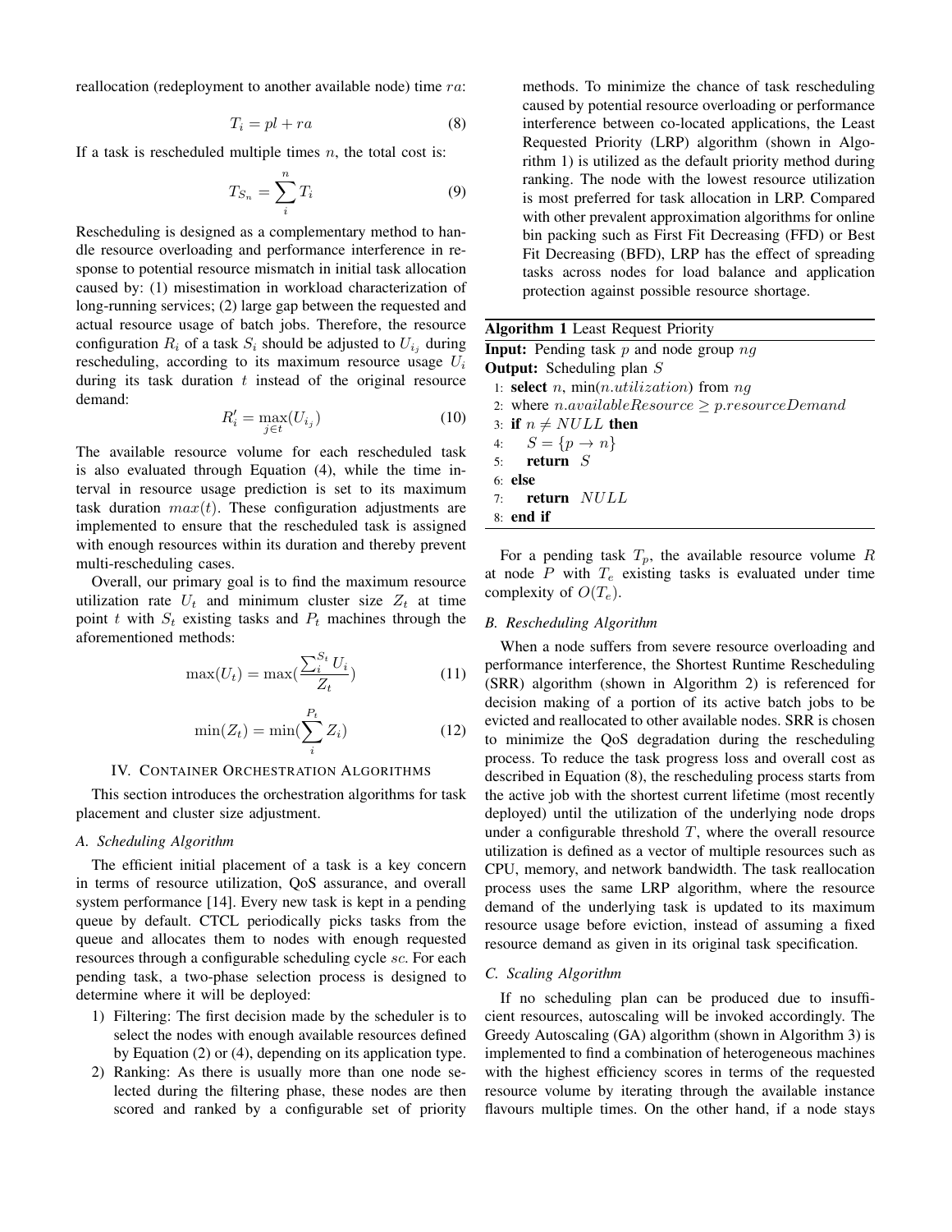reallocation (redeployment to another available node) time $ra$:

$$T_i = pl + ra \tag{8}$$

If a task is rescheduled multiple times $n$, the total cost is:

$$T_{S_n} = \sum_{i}^{n} T_i \tag{9}$$

Rescheduling is designed as a complementary method to handle resource overloading and performance interference in response to potential resource mismatch in initial task allocation caused by: (1) misestimation in workload characterization of long-running services; (2) large gap between the requested and actual resource usage of batch jobs. Therefore, the resource configuration $R_i$ of a task $S_i$ should be adjusted to $U_{i_j}$ during rescheduling, according to its maximum resource usage $U_i$ during its task duration $t$ instead of the original resource demand:

$$R_i' = \max_{j \in t}(U_{i_j}) \tag{10}$$

The available resource volume for each rescheduled task is also evaluated through Equation (4), while the time interval in resource usage prediction is set to its maximum task duration $max(t)$. These configuration adjustments are implemented to ensure that the rescheduled task is assigned with enough resources within its duration and thereby prevent multi-rescheduling cases.

Overall, our primary goal is to find the maximum resource utilization rate $U_t$ and minimum cluster size $Z_t$ at time point $t$ with $S_t$ existing tasks and $P_t$ machines through the aforementioned methods:

$$\max(U_t) = \max\left(\frac{\sum_{i}^{S_t} U_i}{Z_t}\right) \tag{11}$$

$$\min(Z_t) = \min\left(\sum_{i}^{P_t} Z_i\right) \tag{12}$$

## IV. Container Orchestration Algorithms

This section introduces the orchestration algorithms for task placement and cluster size adjustment.

### A. Scheduling Algorithm

The efficient initial placement of a task is a key concern in terms of resource utilization, QoS assurance, and overall system performance [14]. Every new task is kept in a pending queue by default. CTCL periodically picks tasks from the queue and allocates them to nodes with enough requested resources through a configurable scheduling cycle $sc$. For each pending task, a two-phase selection process is designed to determine where it will be deployed:

1) Filtering: The first decision made by the scheduler is to select the nodes with enough available resources defined by Equation (2) or (4), depending on its application type.
2) Ranking: As there is usually more than one node selected during the filtering phase, these nodes are then scored and ranked by a configurable set of priority methods. To minimize the chance of task rescheduling caused by potential resource overloading or performance interference between co-located applications, the Least Requested Priority (LRP) algorithm (shown in Algorithm 1) is utilized as the default priority method during ranking. The node with the lowest resource utilization is most preferred for task allocation in LRP. Compared with other prevalent approximation algorithms for online bin packing such as First Fit Decreasing (FFD) or Best Fit Decreasing (BFD), LRP has the effect of spreading tasks across nodes for load balance and application protection against possible resource shortage.

**Algorithm 1** Least Request Priority

**Input:** Pending task $p$ and node group $ng$
**Output:** Scheduling plan $S$

```
1: select n, min(n.utilization) from ng
2: where n.availableResource ≥ p.resourceDemand
3: if n ≠ NULL then
4:     S = {p → n}
5:     return S
6: else
7:     return NULL
8: end if
```

For a pending task $T_p$, the available resource volume $R$ at node $P$ with $T_e$ existing tasks is evaluated under time complexity of $O(T_e)$.

### B. Rescheduling Algorithm

When a node suffers from severe resource overloading and performance interference, the Shortest Runtime Rescheduling (SRR) algorithm (shown in Algorithm 2) is referenced for decision making of a portion of its active batch jobs to be evicted and reallocated to other available nodes. SRR is chosen to minimize the QoS degradation during the rescheduling process. To reduce the task progress loss and overall cost as described in Equation (8), the rescheduling process starts from the active job with the shortest current lifetime (most recently deployed) until the utilization of the underlying node drops under a configurable threshold $T$, where the overall resource utilization is defined as a vector of multiple resources such as CPU, memory, and network bandwidth. The task reallocation process uses the same LRP algorithm, where the resource demand of the underlying task is updated to its maximum resource usage before eviction, instead of assuming a fixed resource demand as given in its original task specification.

### C. Scaling Algorithm

If no scheduling plan can be produced due to insufficient resources, autoscaling will be invoked accordingly. The Greedy Autoscaling (GA) algorithm (shown in Algorithm 3) is implemented to find a combination of heterogeneous machines with the highest efficiency scores in terms of the requested resource volume by iterating through the available instance flavours multiple times. On the other hand, if a node stays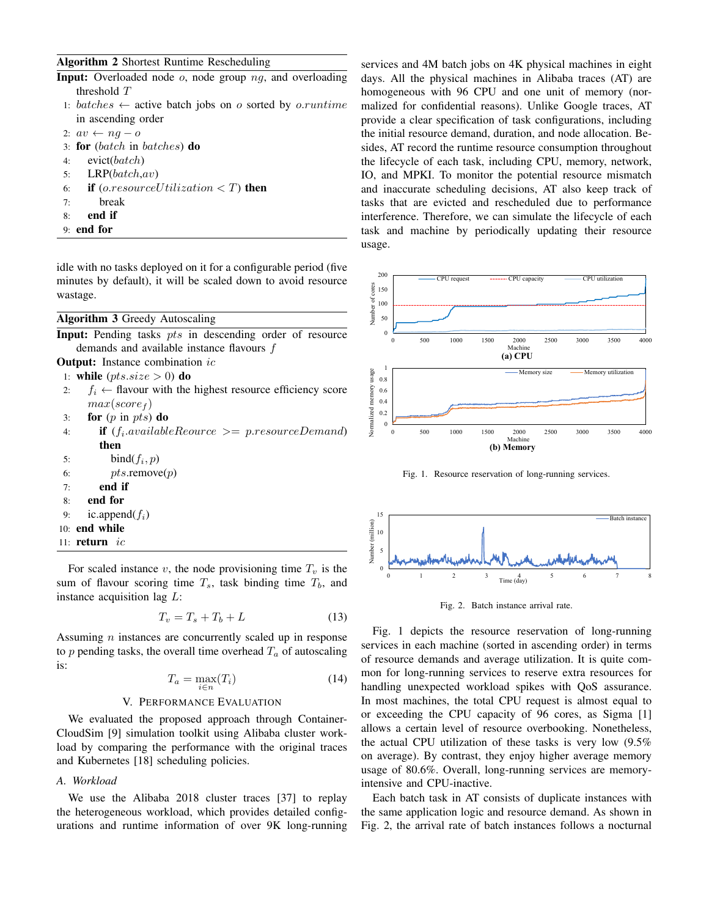**Algorithm 2** Shortest Runtime Rescheduling

**Input:** Overloaded node $o$, node group $ng$, and overloading threshold $T$

1: $batches \leftarrow$ active batch jobs on $o$ sorted by $o.runtime$ in ascending order
2: $av \leftarrow ng - o$
3: **for** ($batch$ in $batches$) **do**
4: &nbsp;&nbsp;&nbsp;&nbsp;evict($batch$)
5: &nbsp;&nbsp;&nbsp;&nbsp;LRP($batch$,$av$)
6: &nbsp;&nbsp;&nbsp;&nbsp;**if** ($o.resourceUtilization < T$) **then**
7: &nbsp;&nbsp;&nbsp;&nbsp;&nbsp;&nbsp;&nbsp;&nbsp;break
8: &nbsp;&nbsp;&nbsp;&nbsp;**end if**
9: **end for**

idle with no tasks deployed on it for a configurable period (five minutes by default), it will be scaled down to avoid resource wastage.

**Algorithm 3** Greedy Autoscaling

**Input:** Pending tasks $pts$ in descending order of resource demands and available instance flavours $f$

**Output:** Instance combination $ic$

1: **while** ($pts.size > 0$) **do**
2: &nbsp;&nbsp;&nbsp;&nbsp;$f_i \leftarrow$ flavour with the highest resource efficiency score $max(score_f)$
3: &nbsp;&nbsp;&nbsp;&nbsp;**for** ($p$ in $pts$) **do**
4: &nbsp;&nbsp;&nbsp;&nbsp;&nbsp;&nbsp;&nbsp;&nbsp;**if** ($f_i.availableReource >= p.resourceDemand$) **then**
5: &nbsp;&nbsp;&nbsp;&nbsp;&nbsp;&nbsp;&nbsp;&nbsp;&nbsp;&nbsp;&nbsp;&nbsp;bind($f_i, p$)
6: &nbsp;&nbsp;&nbsp;&nbsp;&nbsp;&nbsp;&nbsp;&nbsp;&nbsp;&nbsp;&nbsp;&nbsp;$pts$.remove($p$)
7: &nbsp;&nbsp;&nbsp;&nbsp;&nbsp;&nbsp;&nbsp;&nbsp;**end if**
8: &nbsp;&nbsp;&nbsp;&nbsp;**end for**
9: &nbsp;&nbsp;&nbsp;&nbsp;ic.append($f_i$)
10: **end while**
11: **return** $ic$

For scaled instance $v$, the node provisioning time $T_v$ is the sum of flavour scoring time $T_s$, task binding time $T_b$, and instance acquisition lag $L$:

$$T_v = T_s + T_b + L \tag{13}$$

Assuming $n$ instances are concurrently scaled up in response to $p$ pending tasks, the overall time overhead $T_a$ of autoscaling is:

$$T_a = \max_{i \in n}(T_i) \tag{14}$$

## V. Performance Evaluation

We evaluated the proposed approach through ContainerCloudSim [9] simulation toolkit using Alibaba cluster workload by comparing the performance with the original traces and Kubernetes [18] scheduling policies.

### A. Workload

We use the Alibaba 2018 cluster traces [37] to replay the heterogeneous workload, which provides detailed configurations and runtime information of over 9K long-running services and 4M batch jobs on 4K physical machines in eight days. All the physical machines in Alibaba traces (AT) are homogeneous with 96 CPU and one unit of memory (normalized for confidential reasons). Unlike Google traces, AT provide a clear specification of task configurations, including the initial resource demand, duration, and node allocation. Besides, AT record the runtime resource consumption throughout the lifecycle of each task, including CPU, memory, network, IO, and MPKI. To monitor the potential resource mismatch and inaccurate scheduling decisions, AT also keep track of tasks that are evicted and rescheduled due to performance interference. Therefore, we can simulate the lifecycle of each task and machine by periodically updating their resource usage.

Fig. 1. Resource reservation of long-running services.

Fig. 2. Batch instance arrival rate.

Fig. 1 depicts the resource reservation of long-running services in each machine (sorted in ascending order) in terms of resource demands and average utilization. It is quite common for long-running services to reserve extra resources for handling unexpected workload spikes with QoS assurance. In most machines, the total CPU request is almost equal to or exceeding the CPU capacity of 96 cores, as Sigma [1] allows a certain level of resource overbooking. Nonetheless, the actual CPU utilization of these tasks is very low (9.5% on average). By contrast, they enjoy higher average memory usage of 80.6%. Overall, long-running services are memory-intensive and CPU-inactive.

Each batch task in AT consists of duplicate instances with the same application logic and resource demand. As shown in Fig. 2, the arrival rate of batch instances follows a nocturnal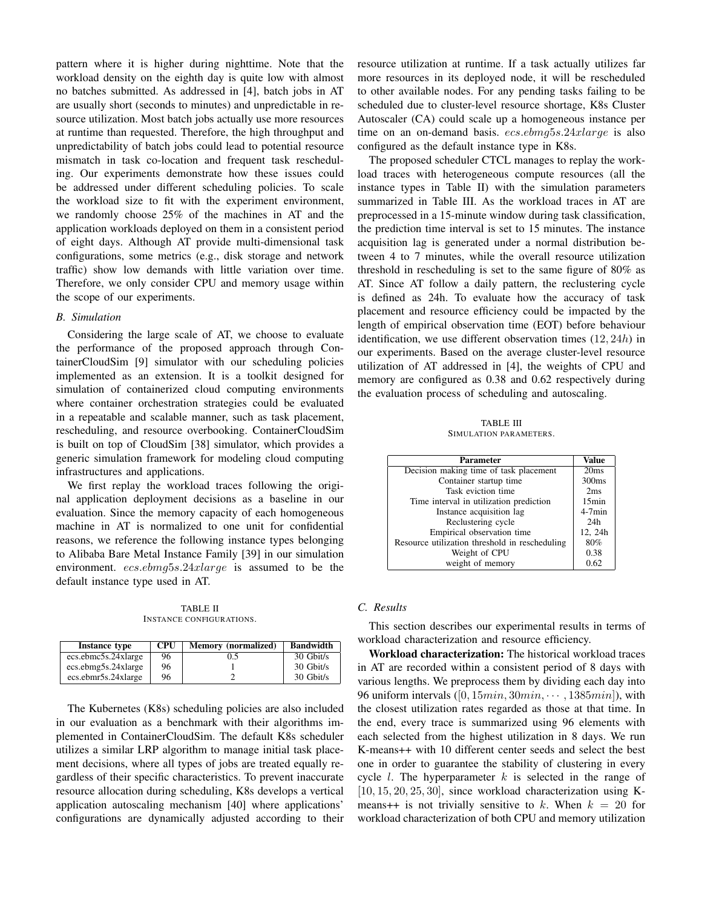pattern where it is higher during nighttime. Note that the workload density on the eighth day is quite low with almost no batches submitted. As addressed in [4], batch jobs in AT are usually short (seconds to minutes) and unpredictable in resource utilization. Most batch jobs actually use more resources at runtime than requested. Therefore, the high throughput and unpredictability of batch jobs could lead to potential resource mismatch in task co-location and frequent task rescheduling. Our experiments demonstrate how these issues could be addressed under different scheduling policies. To scale the workload size to fit with the experiment environment, we randomly choose 25% of the machines in AT and the application workloads deployed on them in a consistent period of eight days. Although AT provide multi-dimensional task configurations, some metrics (e.g., disk storage and network traffic) show low demands with little variation over time. Therefore, we only consider CPU and memory usage within the scope of our experiments.

### B. Simulation

Considering the large scale of AT, we choose to evaluate the performance of the proposed approach through ContainerCloudSim [9] simulator with our scheduling policies implemented as an extension. It is a toolkit designed for simulation of containerized cloud computing environments where container orchestration strategies could be evaluated in a repeatable and scalable manner, such as task placement, rescheduling, and resource overbooking. ContainerCloudSim is built on top of CloudSim [38] simulator, which provides a generic simulation framework for modeling cloud computing infrastructures and applications.

We first replay the workload traces following the original application deployment decisions as a baseline in our evaluation. Since the memory capacity of each homogeneous machine in AT is normalized to one unit for confidential reasons, we reference the following instance types belonging to Alibaba Bare Metal Instance Family [39] in our simulation environment. $ecs.ebmg5s.24xlarge$ is assumed to be the default instance type used in AT.

TABLE II
INSTANCE CONFIGURATIONS.

| Instance type | CPU | Memory (normalized) | Bandwidth |
|---|---|---|---|
| ecs.ebmc5s.24xlarge | 96 | 0.5 | 30 Gbit/s |
| ecs.ebmg5s.24xlarge | 96 | 1 | 30 Gbit/s |
| ecs.ebmr5s.24xlarge | 96 | 2 | 30 Gbit/s |

The Kubernetes (K8s) scheduling policies are also included in our evaluation as a benchmark with their algorithms implemented in ContainerCloudSim. The default K8s scheduler utilizes a similar LRP algorithm to manage initial task placement decisions, where all types of jobs are treated equally regardless of their specific characteristics. To prevent inaccurate resource allocation during scheduling, K8s develops a vertical application autoscaling mechanism [40] where applications' configurations are dynamically adjusted according to their resource utilization at runtime. If a task actually utilizes far more resources in its deployed node, it will be rescheduled to other available nodes. For any pending tasks failing to be scheduled due to cluster-level resource shortage, K8s Cluster Autoscaler (CA) could scale up a homogeneous instance per time on an on-demand basis. $ecs.ebmg5s.24xlarge$ is also configured as the default instance type in K8s.

The proposed scheduler CTCL manages to replay the workload traces with heterogeneous compute resources (all the instance types in Table II) with the simulation parameters summarized in Table III. As the workload traces in AT are preprocessed in a 15-minute window during task classification, the prediction time interval is set to 15 minutes. The instance acquisition lag is generated under a normal distribution between 4 to 7 minutes, while the overall resource utilization threshold in rescheduling is set to the same figure of 80% as AT. Since AT follow a daily pattern, the reclustering cycle is defined as 24h. To evaluate how the accuracy of task placement and resource efficiency could be impacted by the length of empirical observation time (EOT) before behaviour identification, we use different observation times $(12, 24h)$ in our experiments. Based on the average cluster-level resource utilization of AT addressed in [4], the weights of CPU and memory are configured as 0.38 and 0.62 respectively during the evaluation process of scheduling and autoscaling.

TABLE III
SIMULATION PARAMETERS.

| Parameter | Value |
|---|---|
| Decision making time of task placement | 20ms |
| Container startup time | 300ms |
| Task eviction time | 2ms |
| Time interval in utilization prediction | 15min |
| Instance acquisition lag | 4-7min |
| Reclustering cycle | 24h |
| Empirical observation time | 12, 24h |
| Resource utilization threshold in rescheduling | 80% |
| Weight of CPU | 0.38 |
| weight of memory | 0.62 |

### C. Results

This section describes our experimental results in terms of workload characterization and resource efficiency.

**Workload characterization:** The historical workload traces in AT are recorded within a consistent period of 8 days with various lengths. We preprocess them by dividing each day into 96 uniform intervals ($[0, 15min, 30min, \cdots, 1385min]$), with the closest utilization rates regarded as those at that time. In the end, every trace is summarized using 96 elements with each selected from the highest utilization in 8 days. We run K-means++ with 10 different center seeds and select the best one in order to guarantee the stability of clustering in every cycle $l$. The hyperparameter $k$ is selected in the range of $[10, 15, 20, 25, 30]$, since workload characterization using K-means++ is not trivially sensitive to $k$. When $k = 20$ for workload characterization of both CPU and memory utilization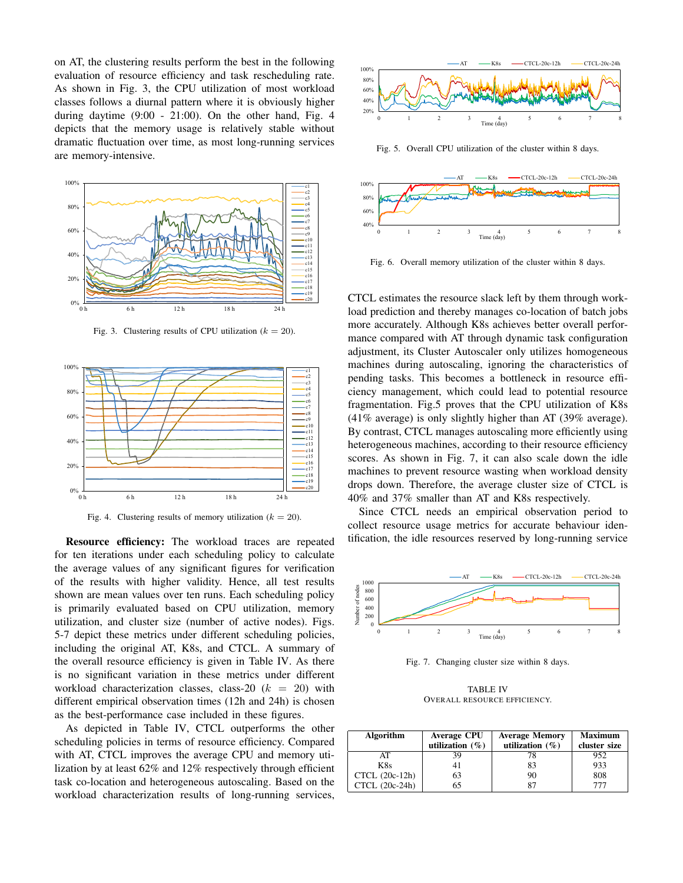on AT, the clustering results perform the best in the following evaluation of resource efficiency and task rescheduling rate. As shown in Fig. 3, the CPU utilization of most workload classes follows a diurnal pattern where it is obviously higher during daytime (9:00 - 21:00). On the other hand, Fig. 4 depicts that the memory usage is relatively stable without dramatic fluctuation over time, as most long-running services are memory-intensive.

Fig. 3. Clustering results of CPU utilization ($k = 20$).

Fig. 4. Clustering results of memory utilization ($k = 20$).

**Resource efficiency:** The workload traces are repeated for ten iterations under each scheduling policy to calculate the average values of any significant figures for verification of the results with higher validity. Hence, all test results shown are mean values over ten runs. Each scheduling policy is primarily evaluated based on CPU utilization, memory utilization, and cluster size (number of active nodes). Figs. 5-7 depict these metrics under different scheduling policies, including the original AT, K8s, and CTCL. A summary of the overall resource efficiency is given in Table IV. As there is no significant variation in these metrics under different workload characterization classes, class-20 ($k = 20$) with different empirical observation times (12h and 24h) is chosen as the best-performance case included in these figures.

As depicted in Table IV, CTCL outperforms the other scheduling policies in terms of resource efficiency. Compared with AT, CTCL improves the average CPU and memory utilization by at least 62% and 12% respectively through efficient task co-location and heterogeneous autoscaling. Based on the workload characterization results of long-running services, CTCL estimates the resource slack left by them through workload prediction and thereby manages co-location of batch jobs more accurately. Although K8s achieves better overall performance compared with AT through dynamic task configuration adjustment, its Cluster Autoscaler only utilizes homogeneous machines during autoscaling, ignoring the characteristics of pending tasks. This becomes a bottleneck in resource efficiency management, which could lead to potential resource fragmentation. Fig.5 proves that the CPU utilization of K8s (41% average) is only slightly higher than AT (39% average). By contrast, CTCL manages autoscaling more efficiently using heterogeneous machines, according to their resource efficiency scores. As shown in Fig. 7, it can also scale down the idle machines to prevent resource wasting when workload density drops down. Therefore, the average cluster size of CTCL is 40% and 37% smaller than AT and K8s respectively.

Since CTCL needs an empirical observation period to collect resource usage metrics for accurate behaviour identification, the idle resources reserved by long-running service

Fig. 5. Overall CPU utilization of the cluster within 8 days.

Fig. 6. Overall memory utilization of the cluster within 8 days.

Fig. 7. Changing cluster size within 8 days.

TABLE IV
OVERALL RESOURCE EFFICIENCY.

| Algorithm | Average CPU utilization (%) | Average Memory utilization (%) | Maximum cluster size |
|---|---|---|---|
| AT | 39 | 78 | 952 |
| K8s | 41 | 83 | 933 |
| CTCL (20c-12h) | 63 | 90 | 808 |
| CTCL (20c-24h) | 65 | 87 | 777 |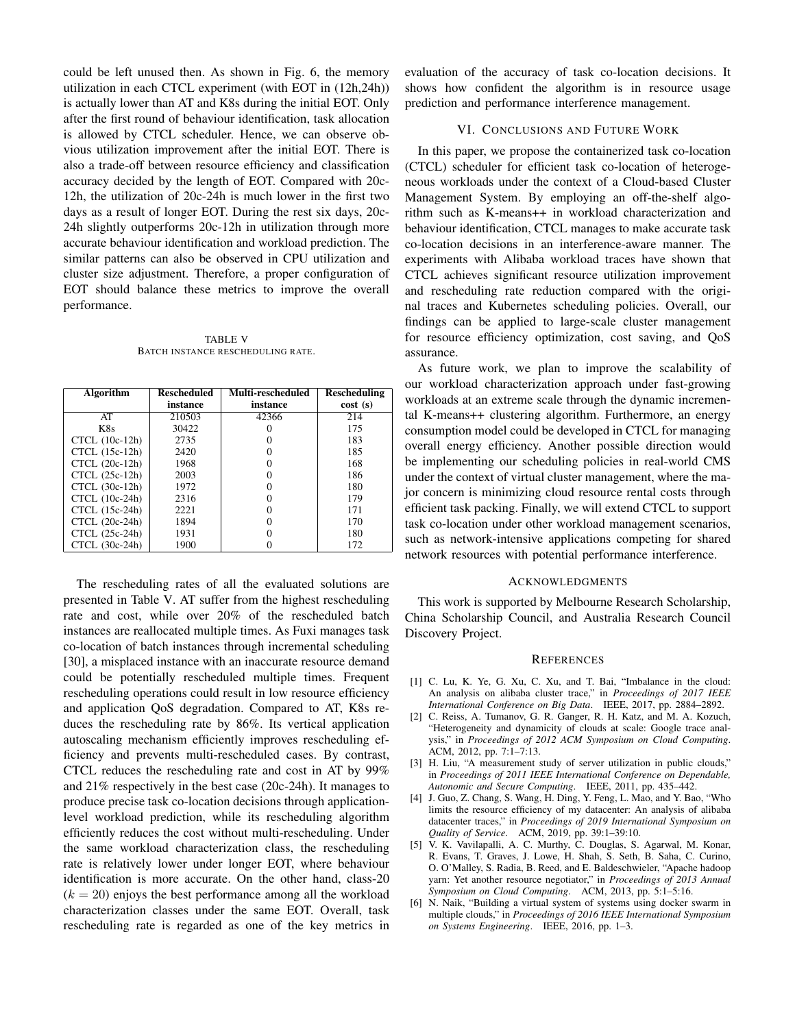could be left unused then. As shown in Fig. 6, the memory utilization in each CTCL experiment (with EOT in (12h,24h)) is actually lower than AT and K8s during the initial EOT. Only after the first round of behaviour identification, task allocation is allowed by CTCL scheduler. Hence, we can observe obvious utilization improvement after the initial EOT. There is also a trade-off between resource efficiency and classification accuracy decided by the length of EOT. Compared with 20c-12h, the utilization of 20c-24h is much lower in the first two days as a result of longer EOT. During the rest six days, 20c-24h slightly outperforms 20c-12h in utilization through more accurate behaviour identification and workload prediction. The similar patterns can also be observed in CPU utilization and cluster size adjustment. Therefore, a proper configuration of EOT should balance these metrics to improve the overall performance.

TABLE V
BATCH INSTANCE RESCHEDULING RATE.

| Algorithm | Rescheduled instance | Multi-rescheduled instance | Rescheduling cost (s) |
|---|---|---|---|
| AT | 210503 | 42366 | 214 |
| K8s | 30422 | 0 | 175 |
| CTCL (10c-12h) | 2735 | 0 | 183 |
| CTCL (15c-12h) | 2420 | 0 | 185 |
| CTCL (20c-12h) | 1968 | 0 | 168 |
| CTCL (25c-12h) | 2003 | 0 | 186 |
| CTCL (30c-12h) | 1972 | 0 | 180 |
| CTCL (10c-24h) | 2316 | 0 | 179 |
| CTCL (15c-24h) | 2221 | 0 | 171 |
| CTCL (20c-24h) | 1894 | 0 | 170 |
| CTCL (25c-24h) | 1931 | 0 | 180 |
| CTCL (30c-24h) | 1900 | 0 | 172 |

The rescheduling rates of all the evaluated solutions are presented in Table V. AT suffer from the highest rescheduling rate and cost, while over 20% of the rescheduled batch instances are reallocated multiple times. As Fuxi manages task co-location of batch instances through incremental scheduling [30], a misplaced instance with an inaccurate resource demand could be potentially rescheduled multiple times. Frequent rescheduling operations could result in low resource efficiency and application QoS degradation. Compared to AT, K8s reduces the rescheduling rate by 86%. Its vertical application autoscaling mechanism efficiently improves rescheduling efficiency and prevents multi-rescheduled cases. By contrast, CTCL reduces the rescheduling rate and cost in AT by 99% and 21% respectively in the best case (20c-24h). It manages to produce precise task co-location decisions through application-level workload prediction, while its rescheduling algorithm efficiently reduces the cost without multi-rescheduling. Under the same workload characterization class, the rescheduling rate is relatively lower under longer EOT, where behaviour identification is more accurate. On the other hand, class-20 ($k = 20$) enjoys the best performance among all the workload characterization classes under the same EOT. Overall, task rescheduling rate is regarded as one of the key metrics in evaluation of the accuracy of task co-location decisions. It shows how confident the algorithm is in resource usage prediction and performance interference management.

## VI. Conclusions and Future Work

In this paper, we propose the containerized task co-location (CTCL) scheduler for efficient task co-location of heterogeneous workloads under the context of a Cloud-based Cluster Management System. By employing an off-the-shelf algorithm such as K-means++ in workload characterization and behaviour identification, CTCL manages to make accurate task co-location decisions in an interference-aware manner. The experiments with Alibaba workload traces have shown that CTCL achieves significant resource utilization improvement and rescheduling rate reduction compared with the original traces and Kubernetes scheduling policies. Overall, our findings can be applied to large-scale cluster management for resource efficiency optimization, cost saving, and QoS assurance.

As future work, we plan to improve the scalability of our workload characterization approach under fast-growing workloads at an extreme scale through the dynamic incremental K-means++ clustering algorithm. Furthermore, an energy consumption model could be developed in CTCL for managing overall energy efficiency. Another possible direction would be implementing our scheduling policies in real-world CMS under the context of virtual cluster management, where the major concern is minimizing cloud resource rental costs through efficient task packing. Finally, we will extend CTCL to support task co-location under other workload management scenarios, such as network-intensive applications competing for shared network resources with potential performance interference.

## Acknowledgments

This work is supported by Melbourne Research Scholarship, China Scholarship Council, and Australia Research Council Discovery Project.

## References

[1] C. Lu, K. Ye, G. Xu, C. Xu, and T. Bai, "Imbalance in the cloud: An analysis on alibaba cluster trace," in *Proceedings of 2017 IEEE International Conference on Big Data*. IEEE, 2017, pp. 2884–2892.

[2] C. Reiss, A. Tumanov, G. R. Ganger, R. H. Katz, and M. A. Kozuch, "Heterogeneity and dynamicity of clouds at scale: Google trace analysis," in *Proceedings of 2012 ACM Symposium on Cloud Computing*. ACM, 2012, pp. 7:1–7:13.

[3] H. Liu, "A measurement study of server utilization in public clouds," in *Proceedings of 2011 IEEE International Conference on Dependable, Autonomic and Secure Computing*. IEEE, 2011, pp. 435–442.

[4] J. Guo, Z. Chang, S. Wang, H. Ding, Y. Feng, L. Mao, and Y. Bao, "Who limits the resource efficiency of my datacenter: An analysis of alibaba datacenter traces," in *Proceedings of 2019 International Symposium on Quality of Service*. ACM, 2019, pp. 39:1–39:10.

[5] V. K. Vavilapalli, A. C. Murthy, C. Douglas, S. Agarwal, M. Konar, R. Evans, T. Graves, J. Lowe, H. Shah, S. Seth, B. Saha, C. Curino, O. O'Malley, S. Radia, B. Reed, and E. Baldeschwieler, "Apache hadoop yarn: Yet another resource negotiator," in *Proceedings of 2013 Annual Symposium on Cloud Computing*. ACM, 2013, pp. 5:1–5:16.

[6] N. Naik, "Building a virtual system of systems using docker swarm in multiple clouds," in *Proceedings of 2016 IEEE International Symposium on Systems Engineering*. IEEE, 2016, pp. 1–3.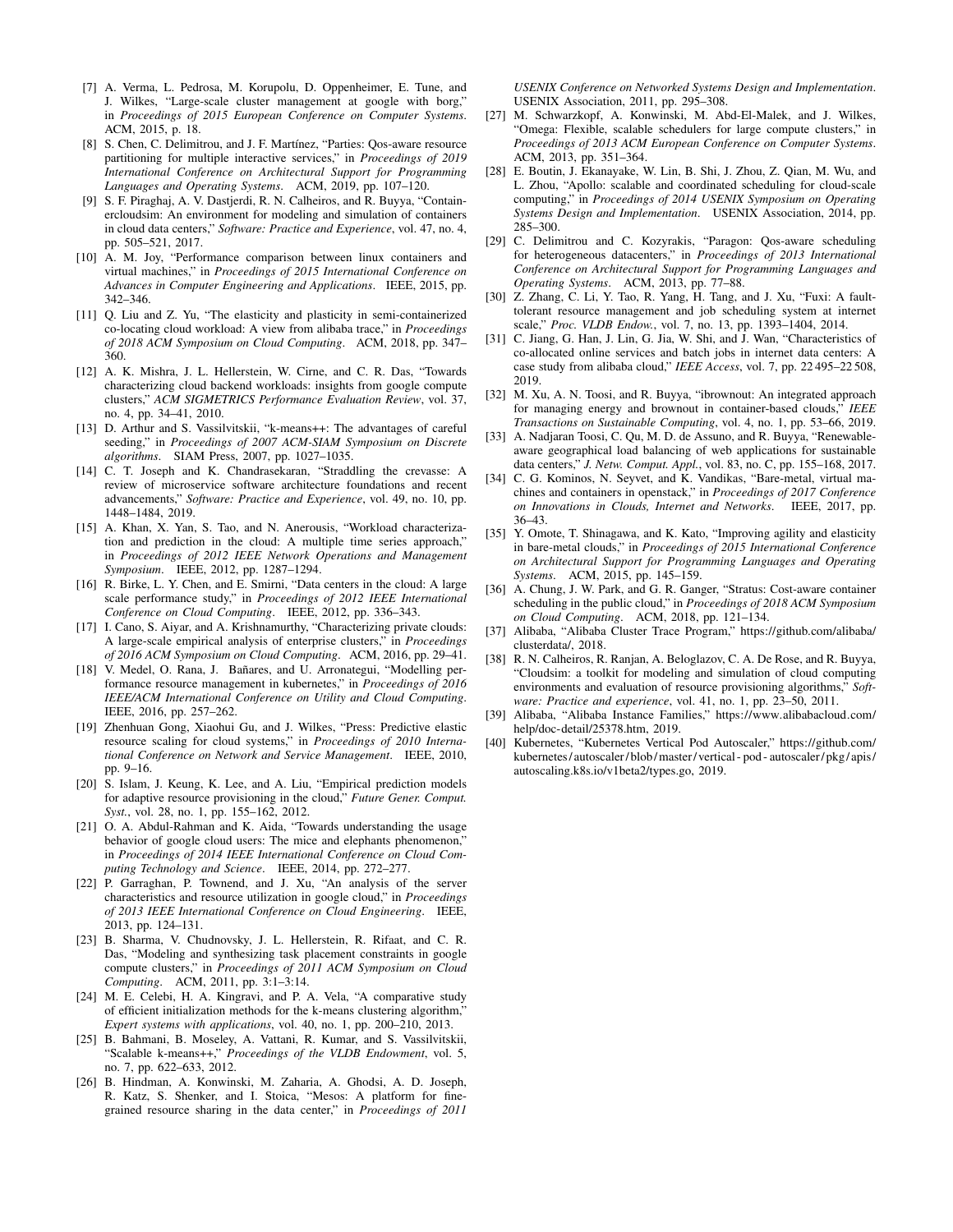[7] A. Verma, L. Pedrosa, M. Korupolu, D. Oppenheimer, E. Tune, and J. Wilkes, "Large-scale cluster management at google with borg," in *Proceedings of 2015 European Conference on Computer Systems*. ACM, 2015, p. 18.

[8] S. Chen, C. Delimitrou, and J. F. Martínez, "Parties: Qos-aware resource partitioning for multiple interactive services," in *Proceedings of 2019 International Conference on Architectural Support for Programming Languages and Operating Systems*. ACM, 2019, pp. 107–120.

[9] S. F. Piraghaj, A. V. Dastjerdi, R. N. Calheiros, and R. Buyya, "Containercloudsim: An environment for modeling and simulation of containers in cloud data centers," *Software: Practice and Experience*, vol. 47, no. 4, pp. 505–521, 2017.

[10] A. M. Joy, "Performance comparison between linux containers and virtual machines," in *Proceedings of 2015 International Conference on Advances in Computer Engineering and Applications*. IEEE, 2015, pp. 342–346.

[11] Q. Liu and Z. Yu, "The elasticity and plasticity in semi-containerized co-locating cloud workload: A view from alibaba trace," in *Proceedings of 2018 ACM Symposium on Cloud Computing*. ACM, 2018, pp. 347–360.

[12] A. K. Mishra, J. L. Hellerstein, W. Cirne, and C. R. Das, "Towards characterizing cloud backend workloads: insights from google compute clusters," *ACM SIGMETRICS Performance Evaluation Review*, vol. 37, no. 4, pp. 34–41, 2010.

[13] D. Arthur and S. Vassilvitskii, "k-means++: The advantages of careful seeding," in *Proceedings of 2007 ACM-SIAM Symposium on Discrete algorithms*. SIAM Press, 2007, pp. 1027–1035.

[14] C. T. Joseph and K. Chandrasekaran, "Straddling the crevasse: A review of microservice software architecture foundations and recent advancements," *Software: Practice and Experience*, vol. 49, no. 10, pp. 1448–1484, 2019.

[15] A. Khan, X. Yan, S. Tao, and N. Anerousis, "Workload characterization and prediction in the cloud: A multiple time series approach," in *Proceedings of 2012 IEEE Network Operations and Management Symposium*. IEEE, 2012, pp. 1287–1294.

[16] R. Birke, L. Y. Chen, and E. Smirni, "Data centers in the cloud: A large scale performance study," in *Proceedings of 2012 IEEE International Conference on Cloud Computing*. IEEE, 2012, pp. 336–343.

[17] I. Cano, S. Aiyar, and A. Krishnamurthy, "Characterizing private clouds: A large-scale empirical analysis of enterprise clusters," in *Proceedings of 2016 ACM Symposium on Cloud Computing*. ACM, 2016, pp. 29–41.

[18] V. Medel, O. Rana, J. Bañares, and U. Arronategui, "Modelling performance resource management in kubernetes," in *Proceedings of 2016 IEEE/ACM International Conference on Utility and Cloud Computing*. IEEE, 2016, pp. 257–262.

[19] Zhenhuan Gong, Xiaohui Gu, and J. Wilkes, "Press: Predictive elastic resource scaling for cloud systems," in *Proceedings of 2010 International Conference on Network and Service Management*. IEEE, 2010, pp. 9–16.

[20] S. Islam, J. Keung, K. Lee, and A. Liu, "Empirical prediction models for adaptive resource provisioning in the cloud," *Future Gener. Comput. Syst.*, vol. 28, no. 1, pp. 155–162, 2012.

[21] O. A. Abdul-Rahman and K. Aida, "Towards understanding the usage behavior of google cloud users: The mice and elephants phenomenon," in *Proceedings of 2014 IEEE International Conference on Cloud Computing Technology and Science*. IEEE, 2014, pp. 272–277.

[22] P. Garraghan, P. Townend, and J. Xu, "An analysis of the server characteristics and resource utilization in google cloud," in *Proceedings of 2013 IEEE International Conference on Cloud Engineering*. IEEE, 2013, pp. 124–131.

[23] B. Sharma, V. Chudnovsky, J. L. Hellerstein, R. Rifaat, and C. R. Das, "Modeling and synthesizing task placement constraints in google compute clusters," in *Proceedings of 2011 ACM Symposium on Cloud Computing*. ACM, 2011, pp. 3:1–3:14.

[24] M. E. Celebi, H. A. Kingravi, and P. A. Vela, "A comparative study of efficient initialization methods for the k-means clustering algorithm," *Expert systems with applications*, vol. 40, no. 1, pp. 200–210, 2013.

[25] B. Bahmani, B. Moseley, A. Vattani, R. Kumar, and S. Vassilvitskii, "Scalable k-means++," *Proceedings of the VLDB Endowment*, vol. 5, no. 7, pp. 622–633, 2012.

[26] B. Hindman, A. Konwinski, M. Zaharia, A. Ghodsi, A. D. Joseph, R. Katz, S. Shenker, and I. Stoica, "Mesos: A platform for fine-grained resource sharing in the data center," in *Proceedings of 2011 USENIX Conference on Networked Systems Design and Implementation*. USENIX Association, 2011, pp. 295–308.

[27] M. Schwarzkopf, A. Konwinski, M. Abd-El-Malek, and J. Wilkes, "Omega: Flexible, scalable schedulers for large compute clusters," in *Proceedings of 2013 ACM European Conference on Computer Systems*. ACM, 2013, pp. 351–364.

[28] E. Boutin, J. Ekanayake, W. Lin, B. Shi, J. Zhou, Z. Qian, M. Wu, and L. Zhou, "Apollo: scalable and coordinated scheduling for cloud-scale computing," in *Proceedings of 2014 USENIX Symposium on Operating Systems Design and Implementation*. USENIX Association, 2014, pp. 285–300.

[29] C. Delimitrou and C. Kozyrakis, "Paragon: Qos-aware scheduling for heterogeneous datacenters," in *Proceedings of 2013 International Conference on Architectural Support for Programming Languages and Operating Systems*. ACM, 2013, pp. 77–88.

[30] Z. Zhang, C. Li, Y. Tao, R. Yang, H. Tang, and J. Xu, "Fuxi: A fault-tolerant resource management and job scheduling system at internet scale," *Proc. VLDB Endow.*, vol. 7, no. 13, pp. 1393–1404, 2014.

[31] C. Jiang, G. Han, J. Lin, G. Jia, W. Shi, and J. Wan, "Characteristics of co-allocated online services and batch jobs in internet data centers: A case study from alibaba cloud," *IEEE Access*, vol. 7, pp. 22 495–22 508, 2019.

[32] M. Xu, A. N. Toosi, and R. Buyya, "ibrownout: An integrated approach for managing energy and brownout in container-based clouds," *IEEE Transactions on Sustainable Computing*, vol. 4, no. 1, pp. 53–66, 2019.

[33] A. Nadjaran Toosi, C. Qu, M. D. de Assuno, and R. Buyya, "Renewable-aware geographical load balancing of web applications for sustainable data centers," *J. Netw. Comput. Appl.*, vol. 83, no. C, pp. 155–168, 2017.

[34] C. G. Kominos, N. Seyvet, and K. Vandikas, "Bare-metal, virtual machines and containers in openstack," in *Proceedings of 2017 Conference on Innovations in Clouds, Internet and Networks*. IEEE, 2017, pp. 36–43.

[35] Y. Omote, T. Shinagawa, and K. Kato, "Improving agility and elasticity in bare-metal clouds," in *Proceedings of 2015 International Conference on Architectural Support for Programming Languages and Operating Systems*. ACM, 2015, pp. 145–159.

[36] A. Chung, J. W. Park, and G. R. Ganger, "Stratus: Cost-aware container scheduling in the public cloud," in *Proceedings of 2018 ACM Symposium on Cloud Computing*. ACM, 2018, pp. 121–134.

[37] Alibaba, "Alibaba Cluster Trace Program," https://github.com/alibaba/clusterdata/, 2018.

[38] R. N. Calheiros, R. Ranjan, A. Beloglazov, C. A. De Rose, and R. Buyya, "Cloudsim: a toolkit for modeling and simulation of cloud computing environments and evaluation of resource provisioning algorithms," *Software: Practice and experience*, vol. 41, no. 1, pp. 23–50, 2011.

[39] Alibaba, "Alibaba Instance Families," https://www.alibabacloud.com/help/doc-detail/25378.htm, 2019.

[40] Kubernetes, "Kubernetes Vertical Pod Autoscaler," https://github.com/kubernetes/autoscaler/blob/master/vertical-pod-autoscaler/pkg/apis/autoscaling.k8s.io/v1beta2/types.go, 2019.